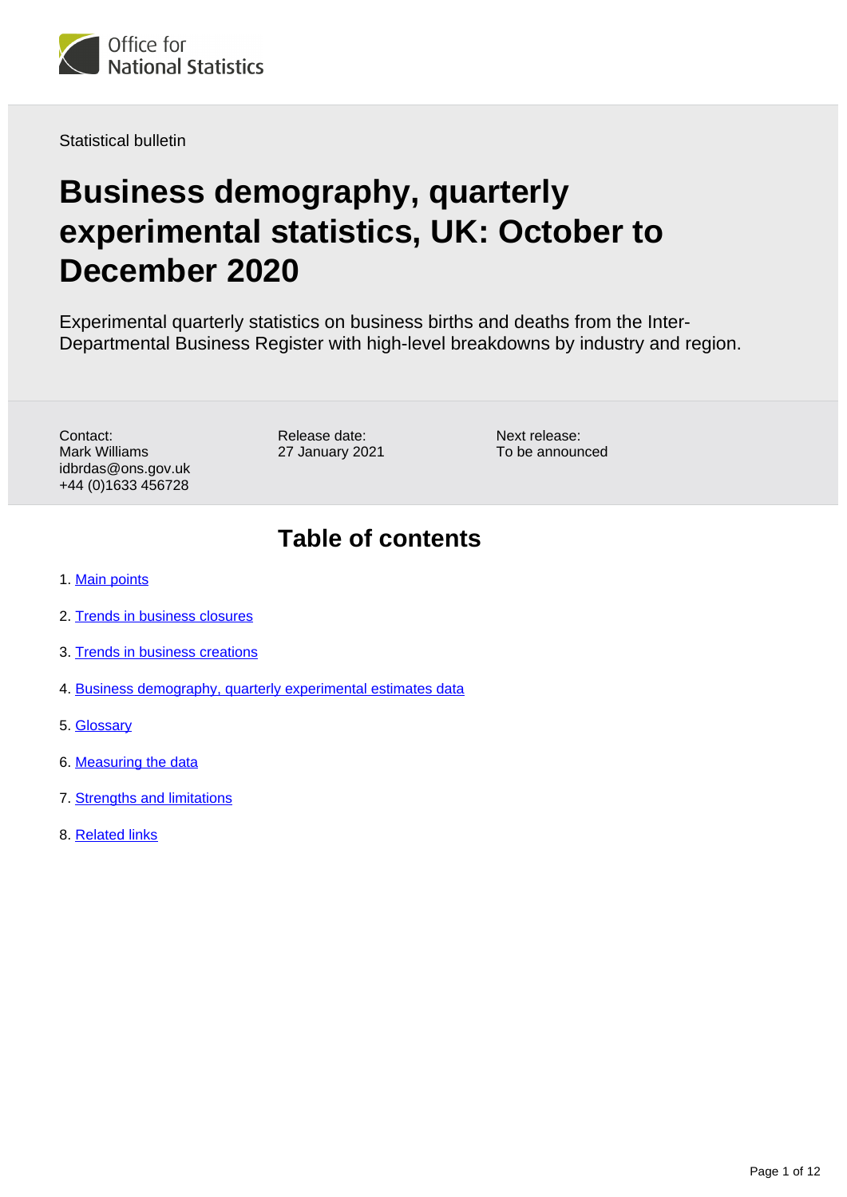Office for National Statistics

Statistical bulletin

# Business demography, quarterly experimental statistics, UK: October to December 2020

Experimental quarterly statistics on business births and deaths from the Inter-Departmental Business Register with high-level breakdowns by industry and region.

Contact:
Mark Williams
idbrdas@ons.gov.uk
+44 (0)1633 456728

Release date:
27 January 2021

Next release:
To be announced

## Table of contents

1. Main points
2. Trends in business closures
3. Trends in business creations
4. Business demography, quarterly experimental estimates data
5. Glossary
6. Measuring the data
7. Strengths and limitations
8. Related links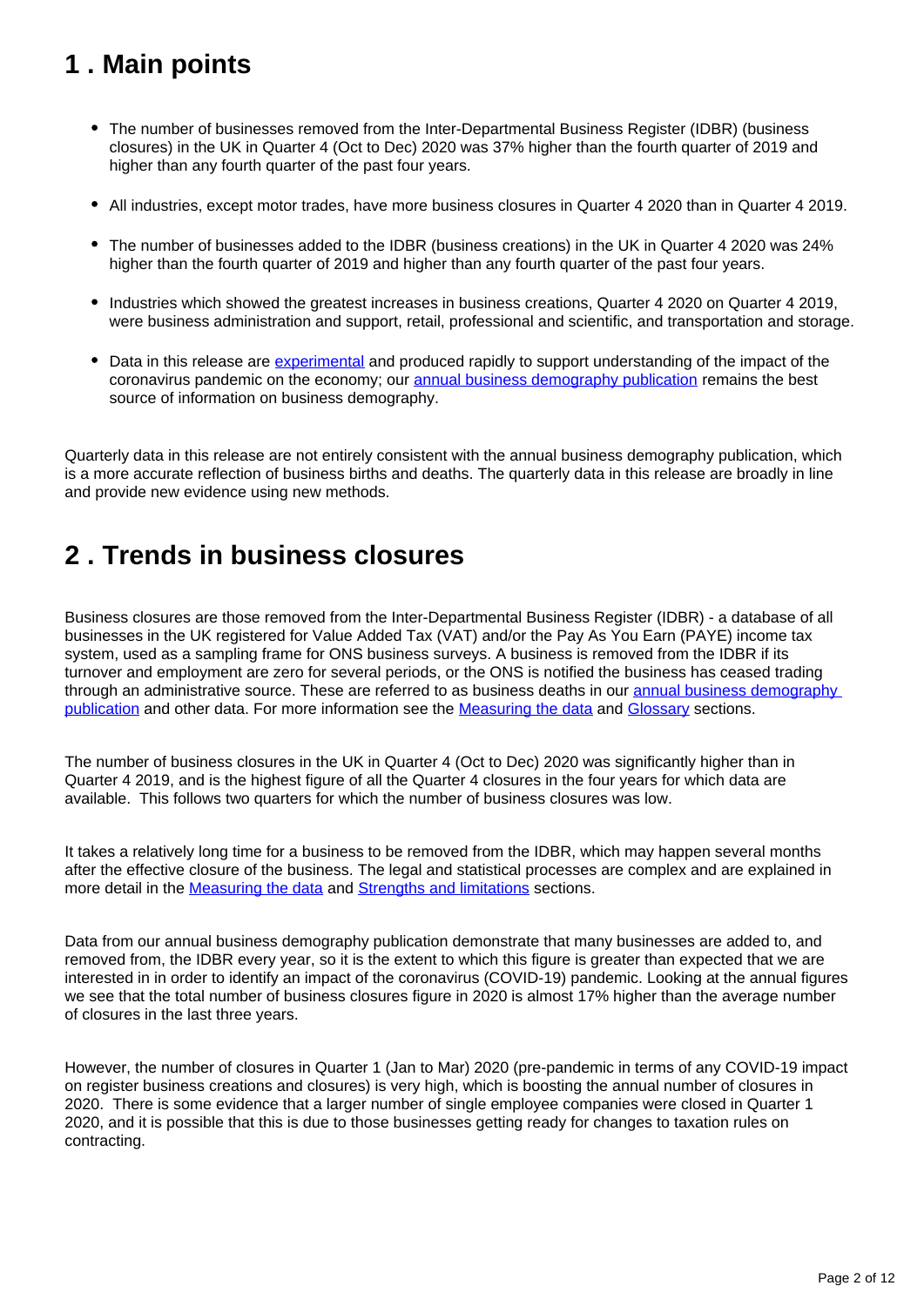## 1 . Main points

- The number of businesses removed from the Inter-Departmental Business Register (IDBR) (business closures) in the UK in Quarter 4 (Oct to Dec) 2020 was 37% higher than the fourth quarter of 2019 and higher than any fourth quarter of the past four years.
- All industries, except motor trades, have more business closures in Quarter 4 2020 than in Quarter 4 2019.
- The number of businesses added to the IDBR (business creations) in the UK in Quarter 4 2020 was 24% higher than the fourth quarter of 2019 and higher than any fourth quarter of the past four years.
- Industries which showed the greatest increases in business creations, Quarter 4 2020 on Quarter 4 2019, were business administration and support, retail, professional and scientific, and transportation and storage.
- Data in this release are experimental and produced rapidly to support understanding of the impact of the coronavirus pandemic on the economy; our annual business demography publication remains the best source of information on business demography.

Quarterly data in this release are not entirely consistent with the annual business demography publication, which is a more accurate reflection of business births and deaths. The quarterly data in this release are broadly in line and provide new evidence using new methods.

## 2 . Trends in business closures

Business closures are those removed from the Inter-Departmental Business Register (IDBR) - a database of all businesses in the UK registered for Value Added Tax (VAT) and/or the Pay As You Earn (PAYE) income tax system, used as a sampling frame for ONS business surveys. A business is removed from the IDBR if its turnover and employment are zero for several periods, or the ONS is notified the business has ceased trading through an administrative source. These are referred to as business deaths in our annual business demography publication and other data. For more information see the Measuring the data and Glossary sections.

The number of business closures in the UK in Quarter 4 (Oct to Dec) 2020 was significantly higher than in Quarter 4 2019, and is the highest figure of all the Quarter 4 closures in the four years for which data are available. This follows two quarters for which the number of business closures was low.

It takes a relatively long time for a business to be removed from the IDBR, which may happen several months after the effective closure of the business. The legal and statistical processes are complex and are explained in more detail in the Measuring the data and Strengths and limitations sections.

Data from our annual business demography publication demonstrate that many businesses are added to, and removed from, the IDBR every year, so it is the extent to which this figure is greater than expected that we are interested in in order to identify an impact of the coronavirus (COVID-19) pandemic. Looking at the annual figures we see that the total number of business closures figure in 2020 is almost 17% higher than the average number of closures in the last three years.

However, the number of closures in Quarter 1 (Jan to Mar) 2020 (pre-pandemic in terms of any COVID-19 impact on register business creations and closures) is very high, which is boosting the annual number of closures in 2020. There is some evidence that a larger number of single employee companies were closed in Quarter 1 2020, and it is possible that this is due to those businesses getting ready for changes to taxation rules on contracting.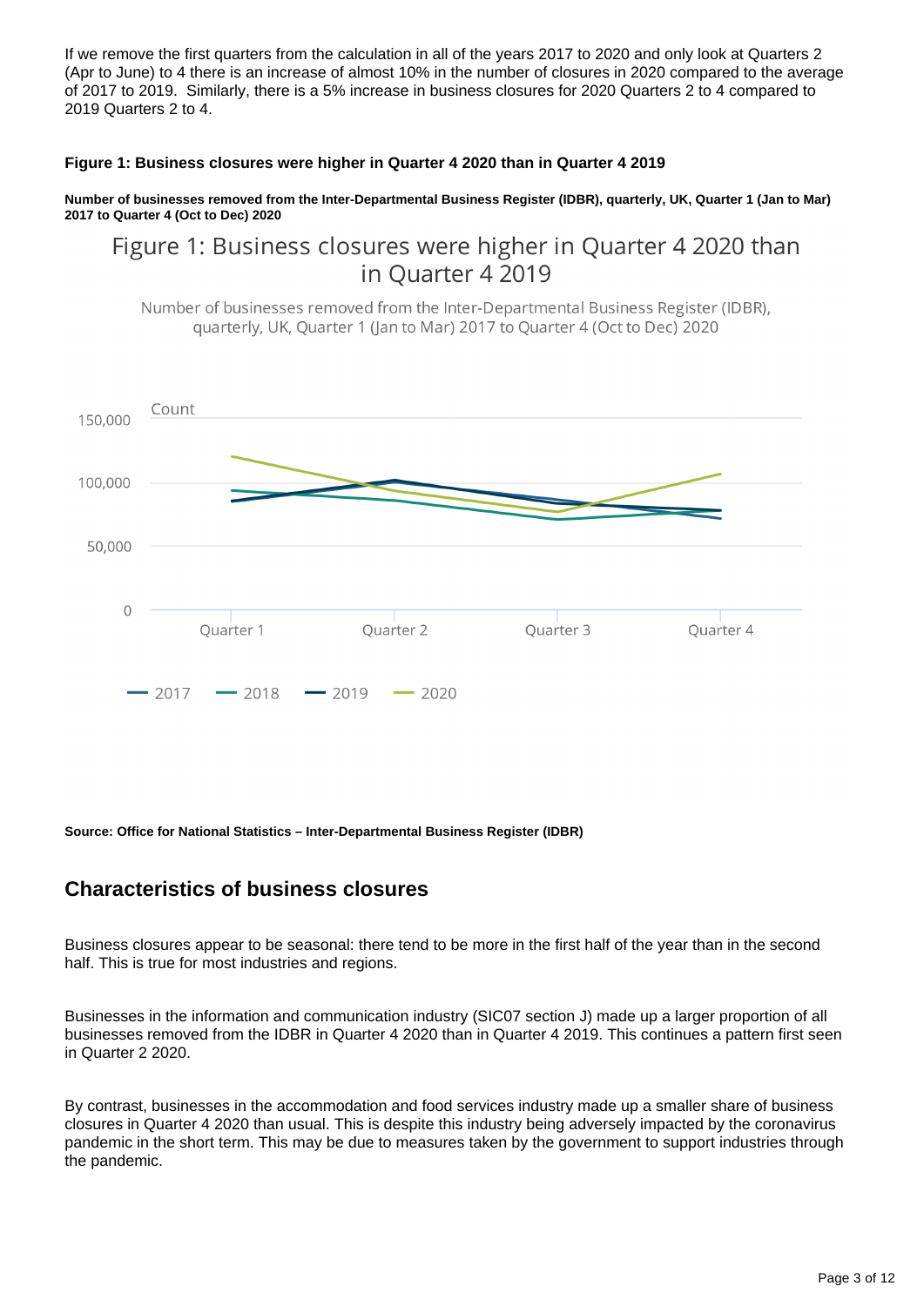If we remove the first quarters from the calculation in all of the years 2017 to 2020 and only look at Quarters 2 (Apr to June) to 4 there is an increase of almost 10% in the number of closures in 2020 compared to the average of 2017 to 2019. Similarly, there is a 5% increase in business closures for 2020 Quarters 2 to 4 compared to 2019 Quarters 2 to 4.

**Figure 1: Business closures were higher in Quarter 4 2020 than in Quarter 4 2019**

**Number of businesses removed from the Inter-Departmental Business Register (IDBR), quarterly, UK, Quarter 1 (Jan to Mar) 2017 to Quarter 4 (Oct to Dec) 2020**

Figure 1: Business closures were higher in Quarter 4 2020 than in Quarter 4 2019

Number of businesses removed from the Inter-Departmental Business Register (IDBR), quarterly, UK, Quarter 1 (Jan to Mar) 2017 to Quarter 4 (Oct to Dec) 2020

Count

150,000

100,000

50,000

0

Quarter 1 Quarter 2 Quarter 3 Quarter 4

2017 2018 2019 2020

**Source: Office for National Statistics – Inter-Departmental Business Register (IDBR)**

## Characteristics of business closures

Business closures appear to be seasonal: there tend to be more in the first half of the year than in the second half. This is true for most industries and regions.

Businesses in the information and communication industry (SIC07 section J) made up a larger proportion of all businesses removed from the IDBR in Quarter 4 2020 than in Quarter 4 2019. This continues a pattern first seen in Quarter 2 2020.

By contrast, businesses in the accommodation and food services industry made up a smaller share of business closures in Quarter 4 2020 than usual. This is despite this industry being adversely impacted by the coronavirus pandemic in the short term. This may be due to measures taken by the government to support industries through the pandemic.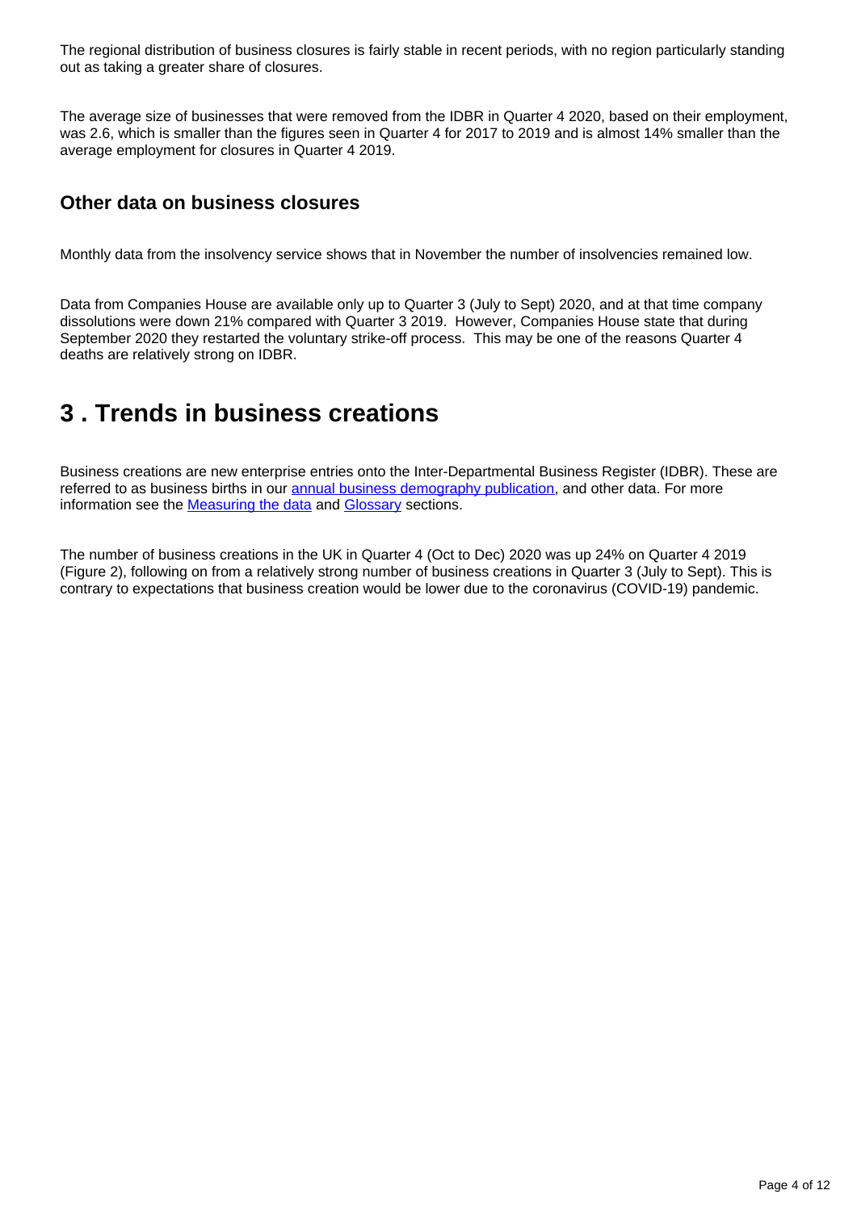The regional distribution of business closures is fairly stable in recent periods, with no region particularly standing out as taking a greater share of closures.

The average size of businesses that were removed from the IDBR in Quarter 4 2020, based on their employment, was 2.6, which is smaller than the figures seen in Quarter 4 for 2017 to 2019 and is almost 14% smaller than the average employment for closures in Quarter 4 2019.

### Other data on business closures

Monthly data from the insolvency service shows that in November the number of insolvencies remained low.

Data from Companies House are available only up to Quarter 3 (July to Sept) 2020, and at that time company dissolutions were down 21% compared with Quarter 3 2019. However, Companies House state that during September 2020 they restarted the voluntary strike-off process. This may be one of the reasons Quarter 4 deaths are relatively strong on IDBR.

## 3 . Trends in business creations

Business creations are new enterprise entries onto the Inter-Departmental Business Register (IDBR). These are referred to as business births in our annual business demography publication, and other data. For more information see the Measuring the data and Glossary sections.

The number of business creations in the UK in Quarter 4 (Oct to Dec) 2020 was up 24% on Quarter 4 2019 (Figure 2), following on from a relatively strong number of business creations in Quarter 3 (July to Sept). This is contrary to expectations that business creation would be lower due to the coronavirus (COVID-19) pandemic.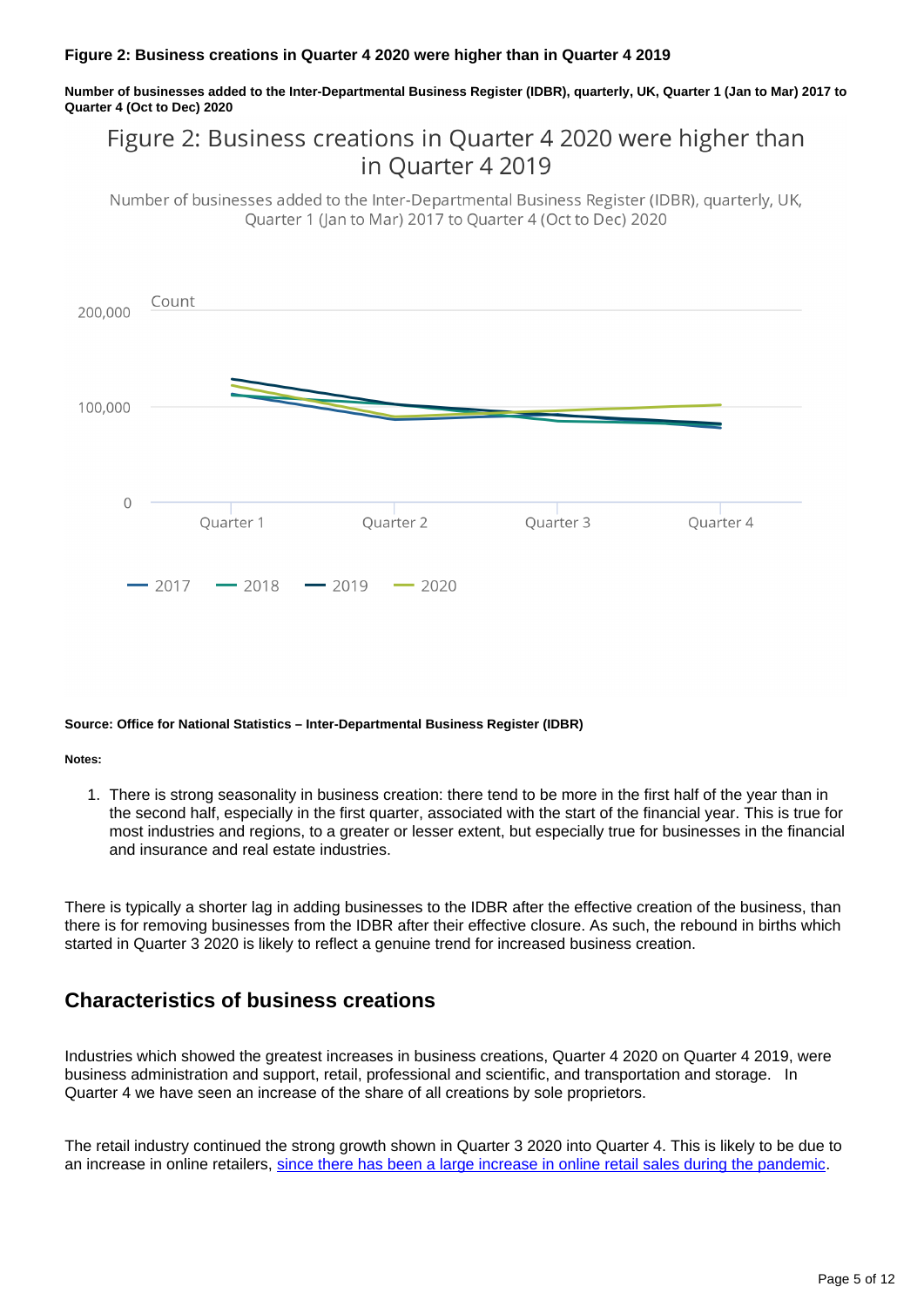**Figure 2: Business creations in Quarter 4 2020 were higher than in Quarter 4 2019**

**Number of businesses added to the Inter-Departmental Business Register (IDBR), quarterly, UK, Quarter 1 (Jan to Mar) 2017 to Quarter 4 (Oct to Dec) 2020**

**Source: Office for National Statistics – Inter-Departmental Business Register (IDBR)**

**Notes:**

1. There is strong seasonality in business creation: there tend to be more in the first half of the year than in the second half, especially in the first quarter, associated with the start of the financial year. This is true for most industries and regions, to a greater or lesser extent, but especially true for businesses in the financial and insurance and real estate industries.

There is typically a shorter lag in adding businesses to the IDBR after the effective creation of the business, than there is for removing businesses from the IDBR after their effective closure. As such, the rebound in births which started in Quarter 3 2020 is likely to reflect a genuine trend for increased business creation.

## Characteristics of business creations

Industries which showed the greatest increases in business creations, Quarter 4 2020 on Quarter 4 2019, were business administration and support, retail, professional and scientific, and transportation and storage. In Quarter 4 we have seen an increase of the share of all creations by sole proprietors.

The retail industry continued the strong growth shown in Quarter 3 2020 into Quarter 4. This is likely to be due to an increase in online retailers, since there has been a large increase in online retail sales during the pandemic.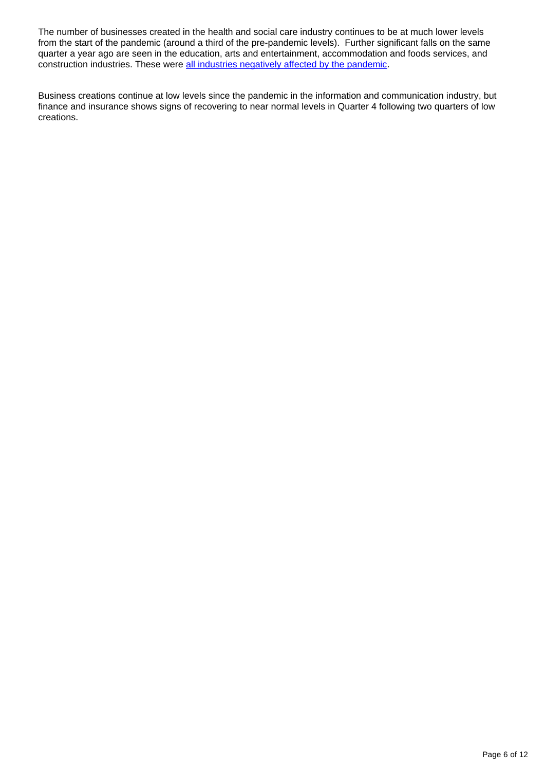The number of businesses created in the health and social care industry continues to be at much lower levels from the start of the pandemic (around a third of the pre-pandemic levels). Further significant falls on the same quarter a year ago are seen in the education, arts and entertainment, accommodation and foods services, and construction industries. These were all industries negatively affected by the pandemic.

Business creations continue at low levels since the pandemic in the information and communication industry, but finance and insurance shows signs of recovering to near normal levels in Quarter 4 following two quarters of low creations.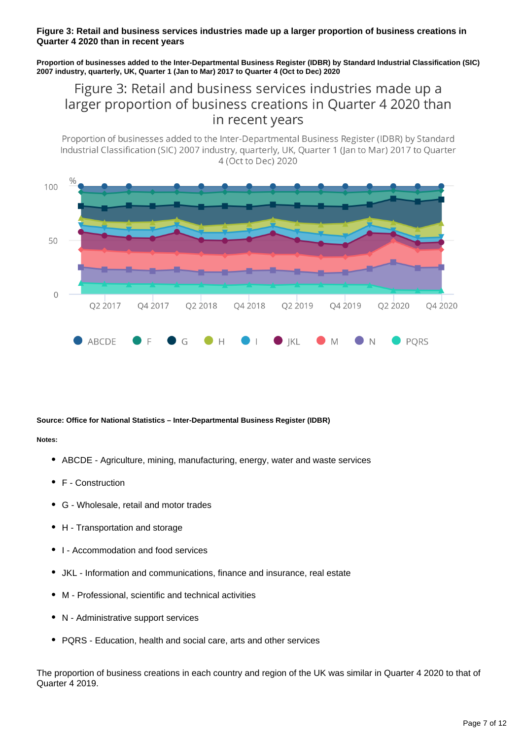**Figure 3: Retail and business services industries made up a larger proportion of business creations in Quarter 4 2020 than in recent years**

**Proportion of businesses added to the Inter-Departmental Business Register (IDBR) by Standard Industrial Classification (SIC) 2007 industry, quarterly, UK, Quarter 1 (Jan to Mar) 2017 to Quarter 4 (Oct to Dec) 2020**

**Source: Office for National Statistics – Inter-Departmental Business Register (IDBR)**

**Notes:**

- ABCDE - Agriculture, mining, manufacturing, energy, water and waste services
- F - Construction
- G - Wholesale, retail and motor trades
- H - Transportation and storage
- I - Accommodation and food services
- JKL - Information and communications, finance and insurance, real estate
- M - Professional, scientific and technical activities
- N - Administrative support services
- PQRS - Education, health and social care, arts and other services

The proportion of business creations in each country and region of the UK was similar in Quarter 4 2020 to that of Quarter 4 2019.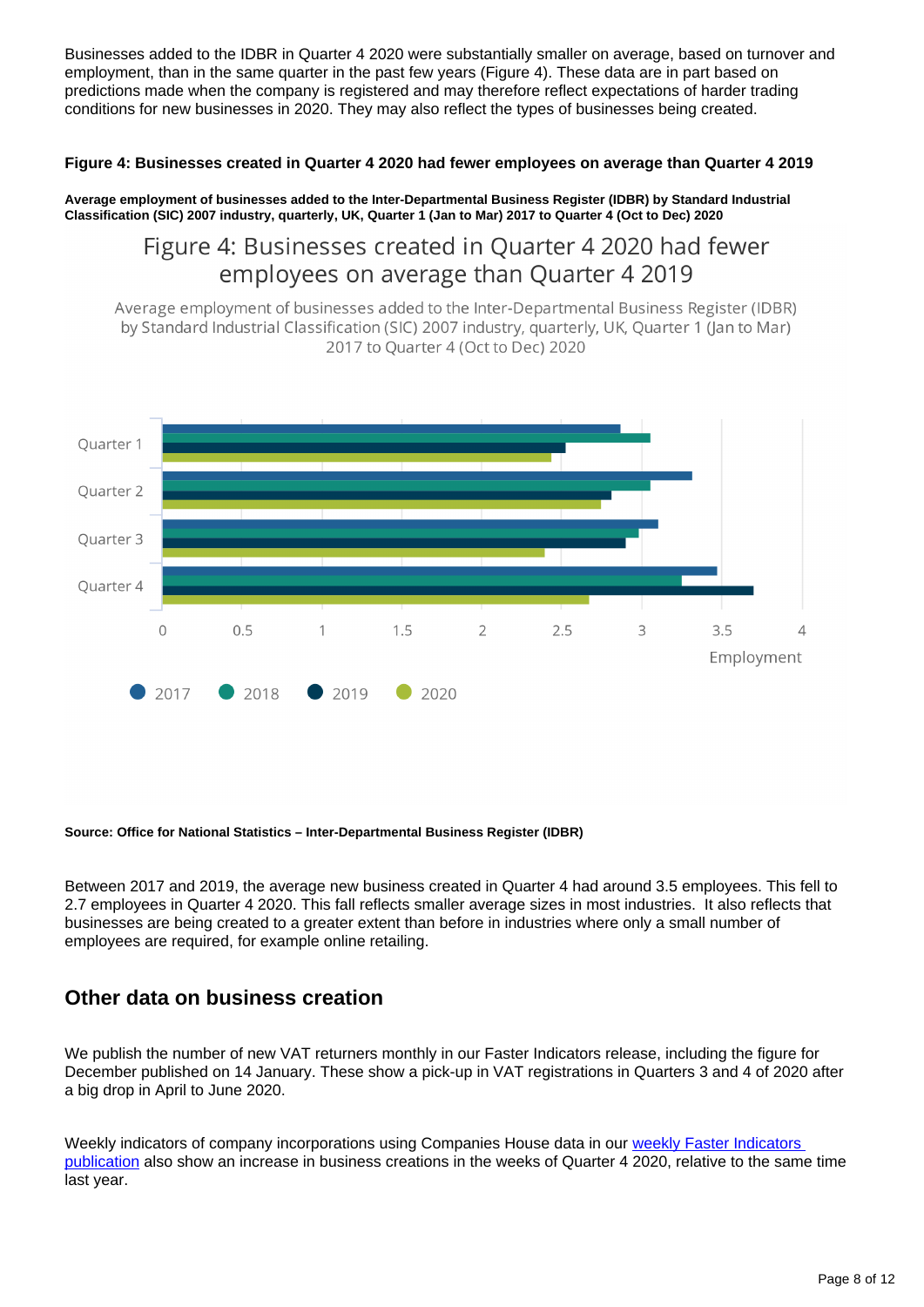Businesses added to the IDBR in Quarter 4 2020 were substantially smaller on average, based on turnover and employment, than in the same quarter in the past few years (Figure 4). These data are in part based on predictions made when the company is registered and may therefore reflect expectations of harder trading conditions for new businesses in 2020. They may also reflect the types of businesses being created.

**Figure 4: Businesses created in Quarter 4 2020 had fewer employees on average than Quarter 4 2019**

**Average employment of businesses added to the Inter-Departmental Business Register (IDBR) by Standard Industrial Classification (SIC) 2007 industry, quarterly, UK, Quarter 1 (Jan to Mar) 2017 to Quarter 4 (Oct to Dec) 2020**

**Source: Office for National Statistics – Inter-Departmental Business Register (IDBR)**

Between 2017 and 2019, the average new business created in Quarter 4 had around 3.5 employees. This fell to 2.7 employees in Quarter 4 2020. This fall reflects smaller average sizes in most industries. It also reflects that businesses are being created to a greater extent than before in industries where only a small number of employees are required, for example online retailing.

## Other data on business creation

We publish the number of new VAT returners monthly in our Faster Indicators release, including the figure for December published on 14 January. These show a pick-up in VAT registrations in Quarters 3 and 4 of 2020 after a big drop in April to June 2020.

Weekly indicators of company incorporations using Companies House data in our [weekly Faster Indicators publication] also show an increase in business creations in the weeks of Quarter 4 2020, relative to the same time last year.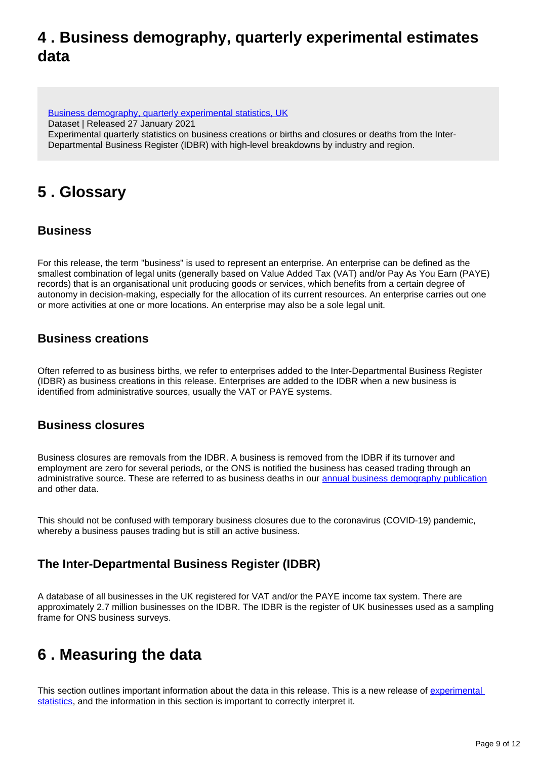## 4 . Business demography, quarterly experimental estimates data

[Business demography, quarterly experimental statistics, UK](#)
Dataset | Released 27 January 2021
Experimental quarterly statistics on business creations or births and closures or deaths from the Inter-Departmental Business Register (IDBR) with high-level breakdowns by industry and region.

## 5 . Glossary

### Business

For this release, the term "business" is used to represent an enterprise. An enterprise can be defined as the smallest combination of legal units (generally based on Value Added Tax (VAT) and/or Pay As You Earn (PAYE) records) that is an organisational unit producing goods or services, which benefits from a certain degree of autonomy in decision-making, especially for the allocation of its current resources. An enterprise carries out one or more activities at one or more locations. An enterprise may also be a sole legal unit.

### Business creations

Often referred to as business births, we refer to enterprises added to the Inter-Departmental Business Register (IDBR) as business creations in this release. Enterprises are added to the IDBR when a new business is identified from administrative sources, usually the VAT or PAYE systems.

### Business closures

Business closures are removals from the IDBR. A business is removed from the IDBR if its turnover and employment are zero for several periods, or the ONS is notified the business has ceased trading through an administrative source. These are referred to as business deaths in our [annual business demography publication](#) and other data.

This should not be confused with temporary business closures due to the coronavirus (COVID-19) pandemic, whereby a business pauses trading but is still an active business.

### The Inter-Departmental Business Register (IDBR)

A database of all businesses in the UK registered for VAT and/or the PAYE income tax system. There are approximately 2.7 million businesses on the IDBR. The IDBR is the register of UK businesses used as a sampling frame for ONS business surveys.

## 6 . Measuring the data

This section outlines important information about the data in this release. This is a new release of [experimental statistics](#), and the information in this section is important to correctly interpret it.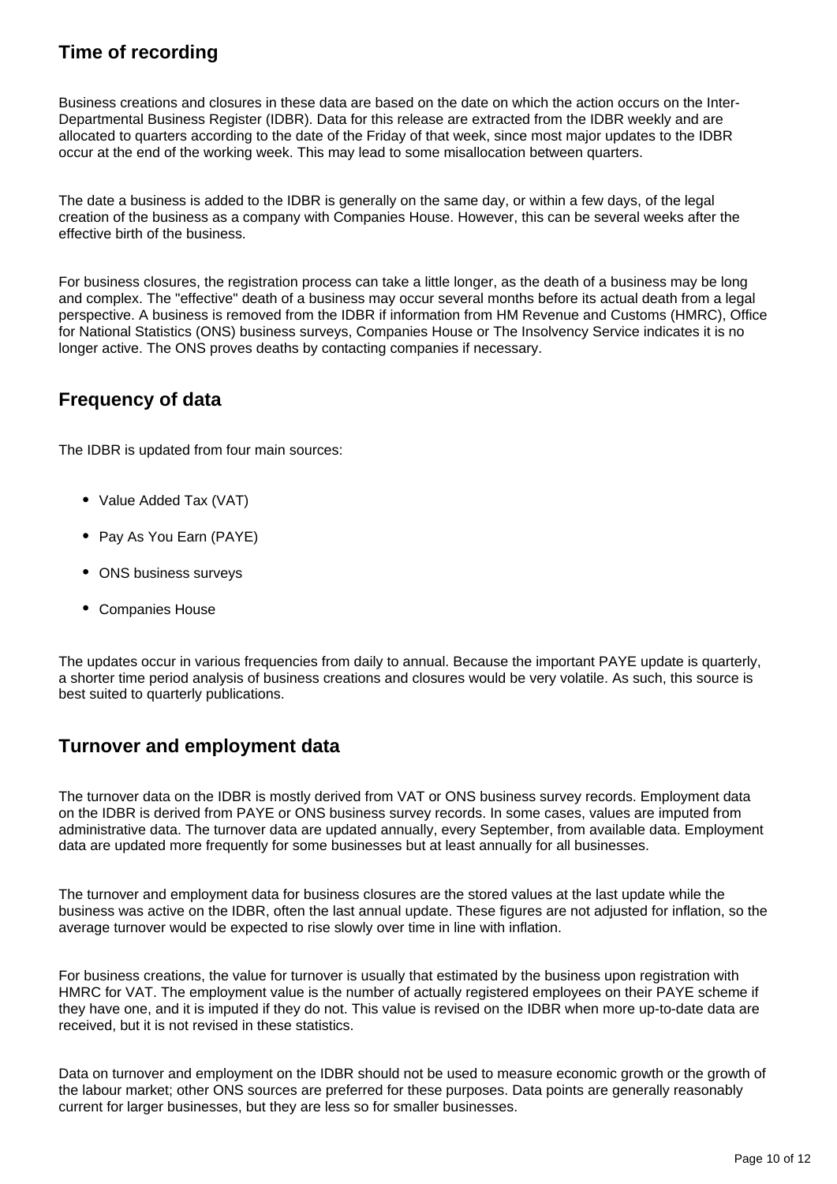## Time of recording

Business creations and closures in these data are based on the date on which the action occurs on the Inter-Departmental Business Register (IDBR). Data for this release are extracted from the IDBR weekly and are allocated to quarters according to the date of the Friday of that week, since most major updates to the IDBR occur at the end of the working week. This may lead to some misallocation between quarters.

The date a business is added to the IDBR is generally on the same day, or within a few days, of the legal creation of the business as a company with Companies House. However, this can be several weeks after the effective birth of the business.

For business closures, the registration process can take a little longer, as the death of a business may be long and complex. The "effective" death of a business may occur several months before its actual death from a legal perspective. A business is removed from the IDBR if information from HM Revenue and Customs (HMRC), Office for National Statistics (ONS) business surveys, Companies House or The Insolvency Service indicates it is no longer active. The ONS proves deaths by contacting companies if necessary.

## Frequency of data

The IDBR is updated from four main sources:

- Value Added Tax (VAT)
- Pay As You Earn (PAYE)
- ONS business surveys
- Companies House

The updates occur in various frequencies from daily to annual. Because the important PAYE update is quarterly, a shorter time period analysis of business creations and closures would be very volatile. As such, this source is best suited to quarterly publications.

## Turnover and employment data

The turnover data on the IDBR is mostly derived from VAT or ONS business survey records. Employment data on the IDBR is derived from PAYE or ONS business survey records. In some cases, values are imputed from administrative data. The turnover data are updated annually, every September, from available data. Employment data are updated more frequently for some businesses but at least annually for all businesses.

The turnover and employment data for business closures are the stored values at the last update while the business was active on the IDBR, often the last annual update. These figures are not adjusted for inflation, so the average turnover would be expected to rise slowly over time in line with inflation.

For business creations, the value for turnover is usually that estimated by the business upon registration with HMRC for VAT. The employment value is the number of actually registered employees on their PAYE scheme if they have one, and it is imputed if they do not. This value is revised on the IDBR when more up-to-date data are received, but it is not revised in these statistics.

Data on turnover and employment on the IDBR should not be used to measure economic growth or the growth of the labour market; other ONS sources are preferred for these purposes. Data points are generally reasonably current for larger businesses, but they are less so for smaller businesses.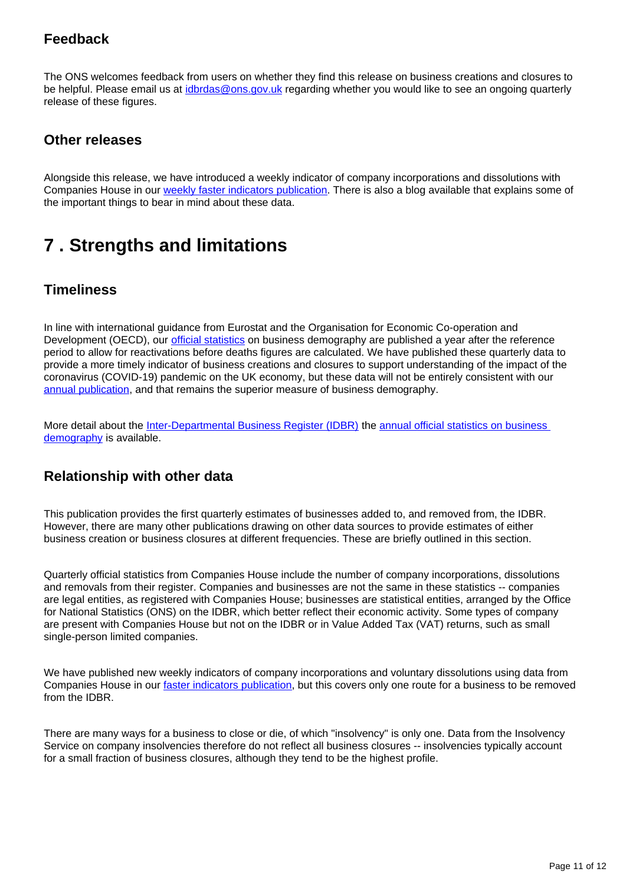### Feedback

The ONS welcomes feedback from users on whether they find this release on business creations and closures to be helpful. Please email us at idbrdas@ons.gov.uk regarding whether you would like to see an ongoing quarterly release of these figures.

### Other releases

Alongside this release, we have introduced a weekly indicator of company incorporations and dissolutions with Companies House in our weekly faster indicators publication. There is also a blog available that explains some of the important things to bear in mind about these data.

## 7 . Strengths and limitations

### Timeliness

In line with international guidance from Eurostat and the Organisation for Economic Co-operation and Development (OECD), our official statistics on business demography are published a year after the reference period to allow for reactivations before deaths figures are calculated. We have published these quarterly data to provide a more timely indicator of business creations and closures to support understanding of the impact of the coronavirus (COVID-19) pandemic on the UK economy, but these data will not be entirely consistent with our annual publication, and that remains the superior measure of business demography.

More detail about the Inter-Departmental Business Register (IDBR) the annual official statistics on business demography is available.

### Relationship with other data

This publication provides the first quarterly estimates of businesses added to, and removed from, the IDBR. However, there are many other publications drawing on other data sources to provide estimates of either business creation or business closures at different frequencies. These are briefly outlined in this section.

Quarterly official statistics from Companies House include the number of company incorporations, dissolutions and removals from their register. Companies and businesses are not the same in these statistics -- companies are legal entities, as registered with Companies House; businesses are statistical entities, arranged by the Office for National Statistics (ONS) on the IDBR, which better reflect their economic activity. Some types of company are present with Companies House but not on the IDBR or in Value Added Tax (VAT) returns, such as small single-person limited companies.

We have published new weekly indicators of company incorporations and voluntary dissolutions using data from Companies House in our faster indicators publication, but this covers only one route for a business to be removed from the IDBR.

There are many ways for a business to close or die, of which "insolvency" is only one. Data from the Insolvency Service on company insolvencies therefore do not reflect all business closures -- insolvencies typically account for a small fraction of business closures, although they tend to be the highest profile.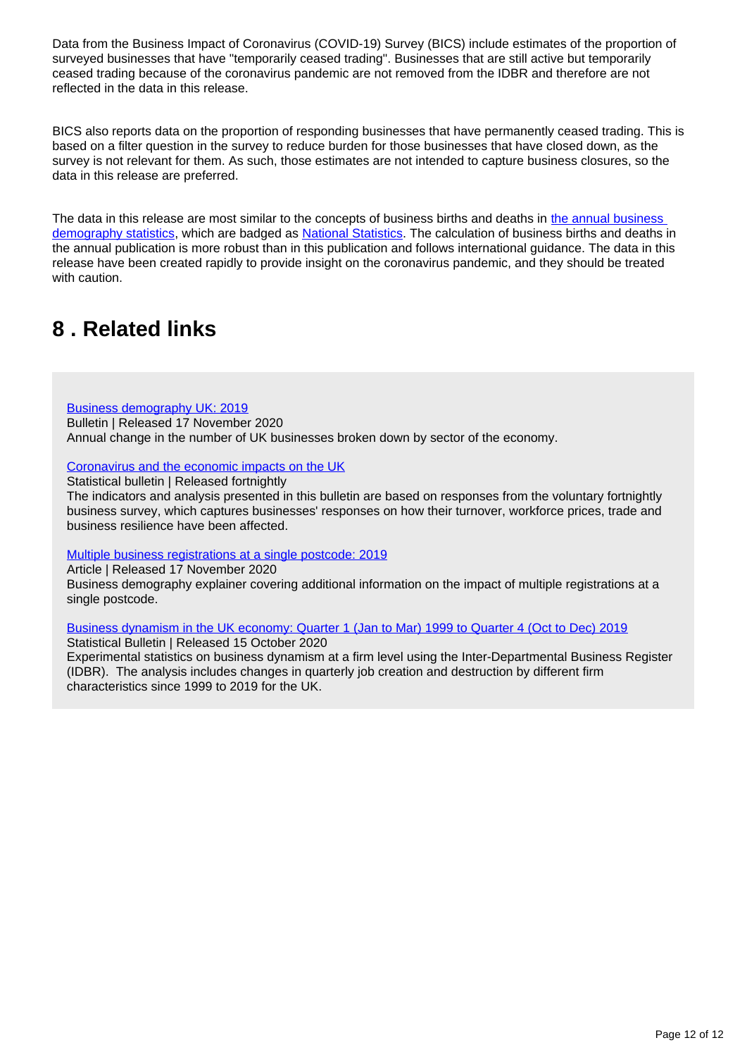Data from the Business Impact of Coronavirus (COVID-19) Survey (BICS) include estimates of the proportion of surveyed businesses that have "temporarily ceased trading". Businesses that are still active but temporarily ceased trading because of the coronavirus pandemic are not removed from the IDBR and therefore are not reflected in the data in this release.

BICS also reports data on the proportion of responding businesses that have permanently ceased trading. This is based on a filter question in the survey to reduce burden for those businesses that have closed down, as the survey is not relevant for them. As such, those estimates are not intended to capture business closures, so the data in this release are preferred.

The data in this release are most similar to the concepts of business births and deaths in [the annual business demography statistics](), which are badged as [National Statistics](). The calculation of business births and deaths in the annual publication is more robust than in this publication and follows international guidance. The data in this release have been created rapidly to provide insight on the coronavirus pandemic, and they should be treated with caution.

## 8 . Related links

[Business demography UK: 2019]()
Bulletin | Released 17 November 2020
Annual change in the number of UK businesses broken down by sector of the economy.

[Coronavirus and the economic impacts on the UK]()
Statistical bulletin | Released fortnightly
The indicators and analysis presented in this bulletin are based on responses from the voluntary fortnightly business survey, which captures businesses' responses on how their turnover, workforce prices, trade and business resilience have been affected.

[Multiple business registrations at a single postcode: 2019]()
Article | Released 17 November 2020
Business demography explainer covering additional information on the impact of multiple registrations at a single postcode.

[Business dynamism in the UK economy: Quarter 1 (Jan to Mar) 1999 to Quarter 4 (Oct to Dec) 2019]()
Statistical Bulletin | Released 15 October 2020
Experimental statistics on business dynamism at a firm level using the Inter-Departmental Business Register (IDBR). The analysis includes changes in quarterly job creation and destruction by different firm characteristics since 1999 to 2019 for the UK.